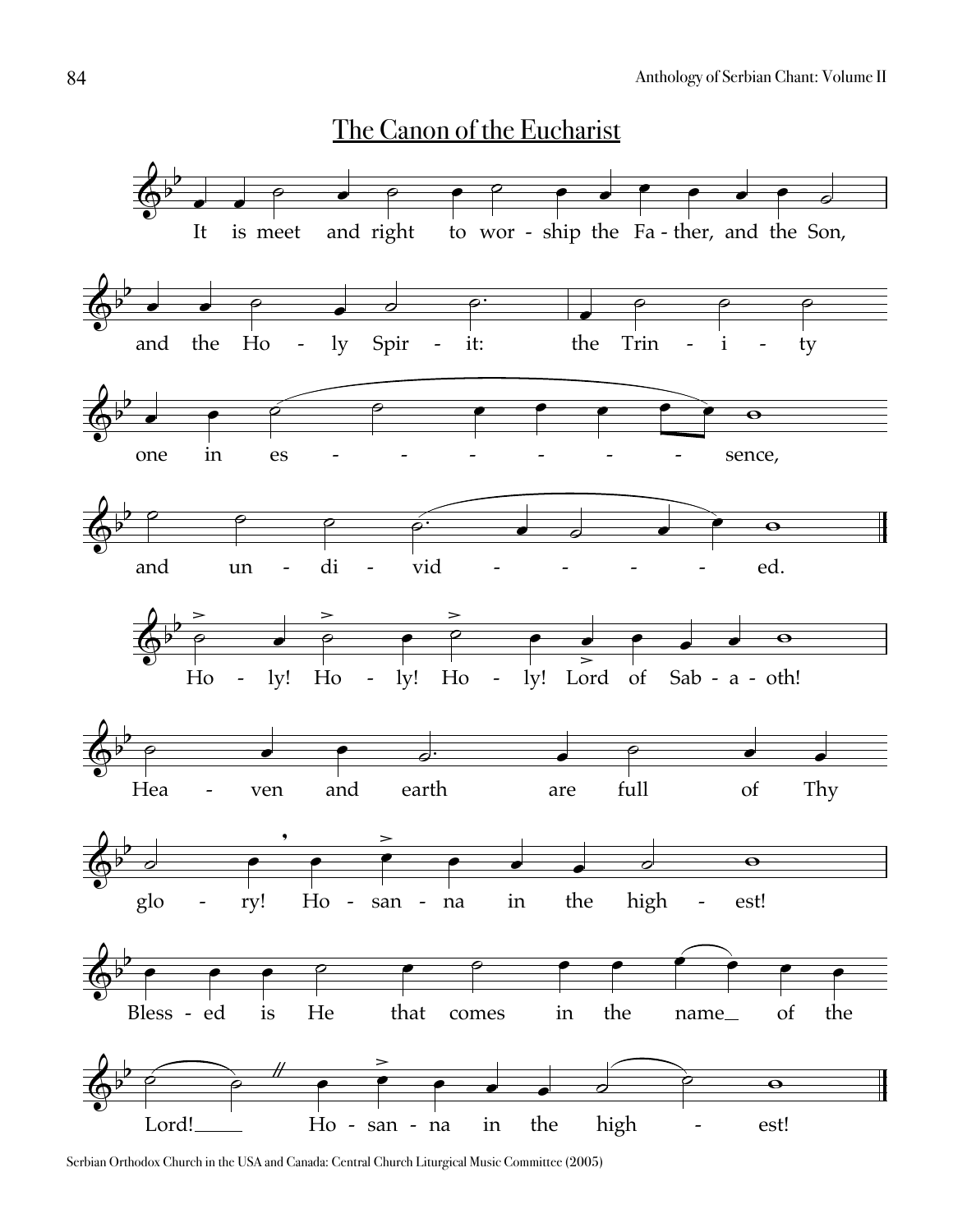# The Canon of the Eucharist

It is meet and right to wor - ship the Fa - ther, and the Son,

and the Ho - ly Spir - it: the Trin - i - ty

one in es - - - - - - sence,

and un - di - vid - - - - ed.

Ho - ly! Ho - ly! Ho - ly! Lord of Sab - a - oth!

Hea - ven and earth are full of Thy

glo - ry! Ho - san - na in the high - est!

Bless - ed is He that comes in the name_ of the

Lord!_____ Ho - san - na in the high - est!

Serbian Orthodox Church in the USA and Canada: Central Church Liturgical Music Committee (2005)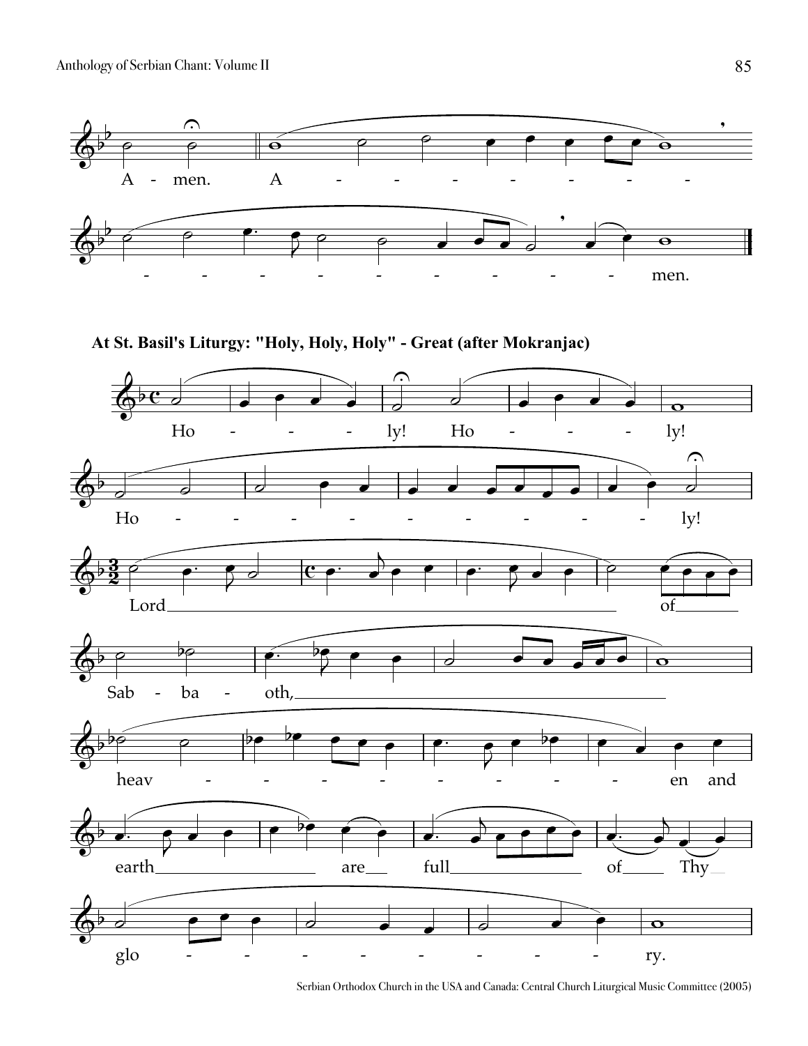A - men. A - - - - - - - -

- - - - - - - - - men.

**At St. Basil's Liturgy: "Holy, Holy, Holy" - Great (after Mokranjac)**

Ho - - - ly! Ho - - - ly!

Ho - - - - - - - - - ly!

Lord of

Sab - ba - oth,

heav - - - - - - - - en and

earth are full of Thy

glo - - - - - - - - ry.

Serbian Orthodox Church in the USA and Canada: Central Church Liturgical Music Committee (2005)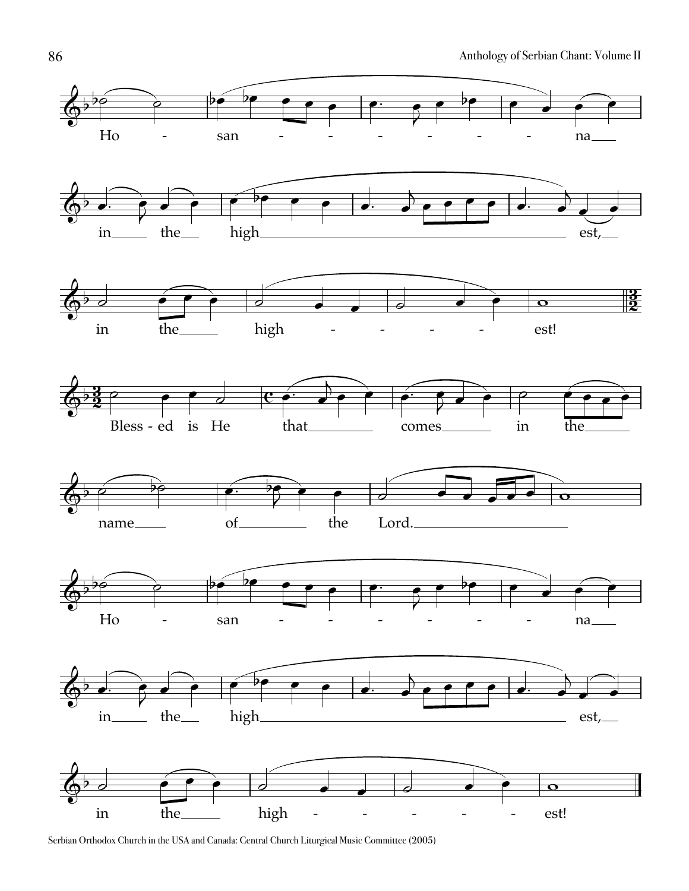Ho - san - - - - - - - na

in the high est,

in the high - - - - - est!

Bless - ed is He that comes in the

name of the Lord.

Ho - san - - - - - - - na

in the high est,

in the high - - - - - - est!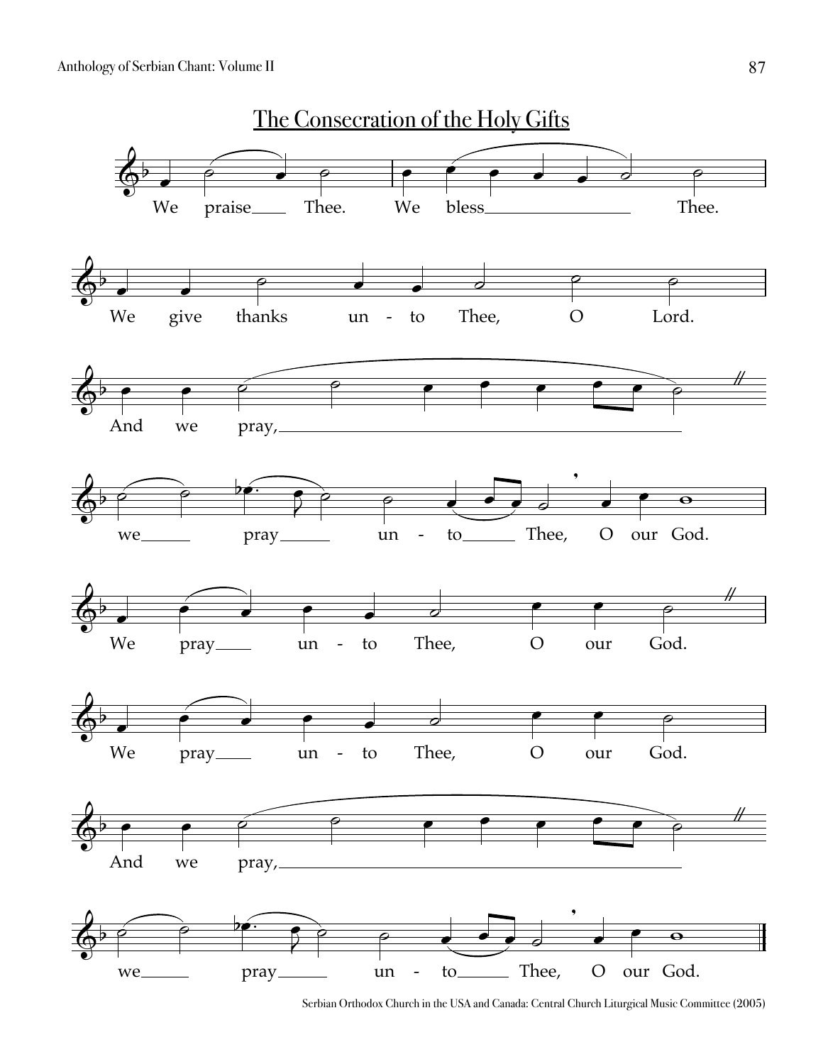# The Consecration of the Holy Gifts

We praise Thee. We bless Thee.

We give thanks unto Thee, O Lord.

And we pray,

we pray unto Thee, O our God.

We pray unto Thee, O our God.

We pray unto Thee, O our God.

And we pray,

we pray unto Thee, O our God.

Serbian Orthodox Church in the USA and Canada: Central Church Liturgical Music Committee (2005)